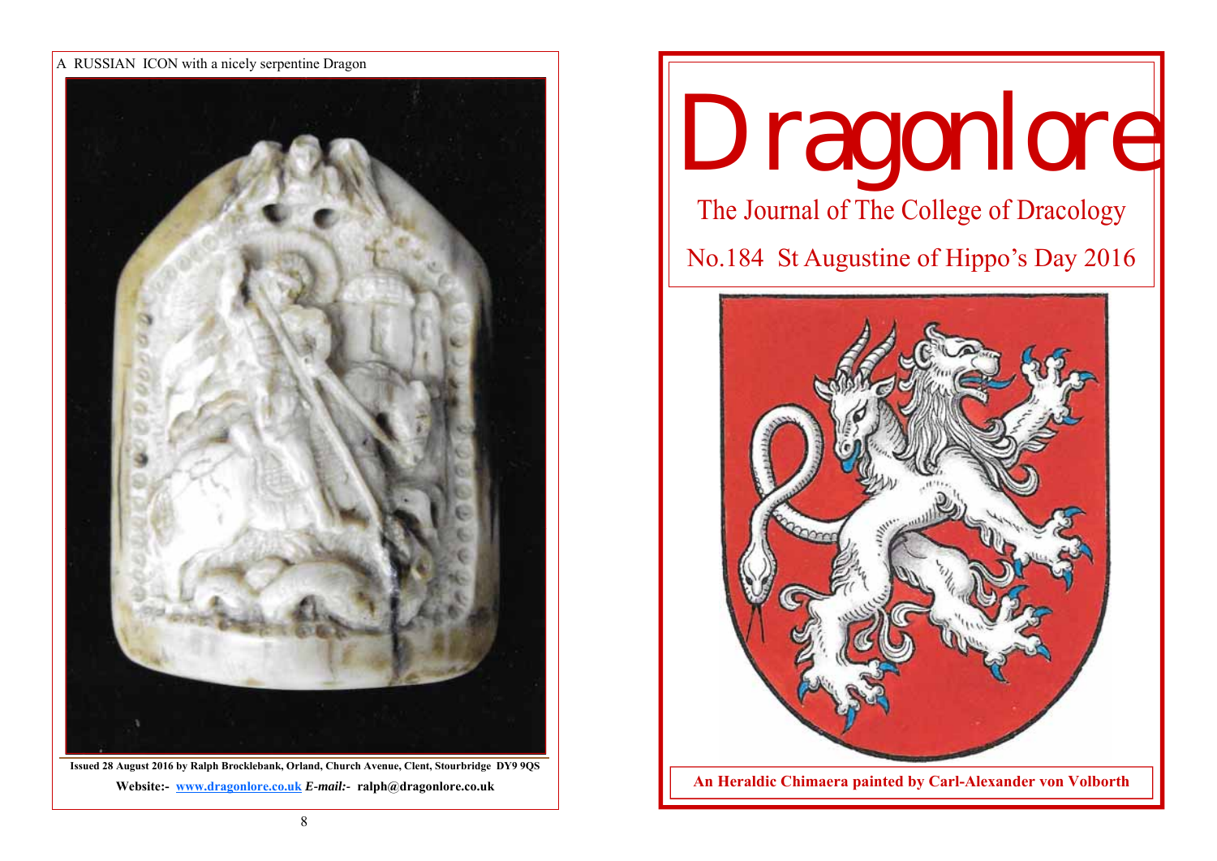A RUSSIAN ICON with a nicely serpentine Dragon

Issued 28 August 2016 by Ralph Brocklebank, Orland, Church Avenue, Clent, Stourbridge DY9 9QS

**Website:- [www.dragonlore.co.uk](http://www.dragonlore.co.uk) *E-mail:-* ralph@dragonlore.co.uk**

# Dragonlore

## The Journal of The College of Dracology

## No.184 St Augustine of Hippo's Day 2016

**An Heraldic Chimaera painted by Carl-Alexander von Volborth**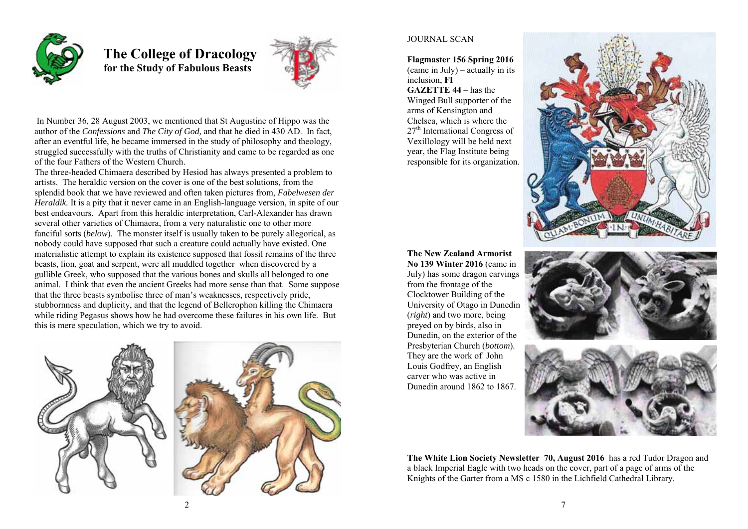# The College of Dracology

**for the Study of Fabulous Beasts**

In Number 36, 28 August 2003, we mentioned that St Augustine of Hippo was the author of the *Confessions* and *The City of God,* and that he died in 430 AD. In fact, after an eventful life, he became immersed in the study of philosophy and theology, struggled successfully with the truths of Christianity and came to be regarded as one of the four Fathers of the Western Church.

The three-headed Chimaera described by Hesiod has always presented a problem to artists. The heraldic version on the cover is one of the best solutions, from the splendid book that we have reviewed and often taken pictures from, *Fabelwesen der Heraldik.* It is a pity that it never came in an English-language version, in spite of our best endeavours. Apart from this heraldic interpretation, Carl-Alexander has drawn several other varieties of Chimaera, from a very naturalistic one to other more fanciful sorts (*below*). The monster itself is usually taken to be purely allegorical, as nobody could have supposed that such a creature could actually have existed. One materialistic attempt to explain its existence supposed that fossil remains of the three beasts, lion, goat and serpent, were all muddled together when discovered by a gullible Greek, who supposed that the various bones and skulls all belonged to one animal. I think that even the ancient Greeks had more sense than that. Some suppose that the three beasts symbolise three of man's weaknesses, respectively pride, stubbornness and duplicity, and that the legend of Bellerophon killing the Chimaera while riding Pegasus shows how he had overcome these failures in his own life. But this is mere speculation, which we try to avoid.

JOURNAL SCAN

**Flagmaster 156 Spring 2016** (came in July) – actually in its inclusion, **FI GAZETTE 44 –** has the Winged Bull supporter of the arms of Kensington and Chelsea, which is where the 27th International Congress of Vexillology will be held next year, the Flag Institute being responsible for its organization.

**The New Zealand Armorist No 139 Winter 2016** (came in July) has some dragon carvings from the frontage of the Clocktower Building of the University of Otago in Dunedin (*right*) and two more, being preyed on by birds, also in Dunedin, on the exterior of the Presbyterian Church (*bottom*). They are the work of John Louis Godfrey, an English carver who was active in Dunedin around 1862 to 1867.

**The White Lion Society Newsletter 70, August 2016** has a red Tudor Dragon and a black Imperial Eagle with two heads on the cover, part of a page of arms of the Knights of the Garter from a MS c 1580 in the Lichfield Cathedral Library.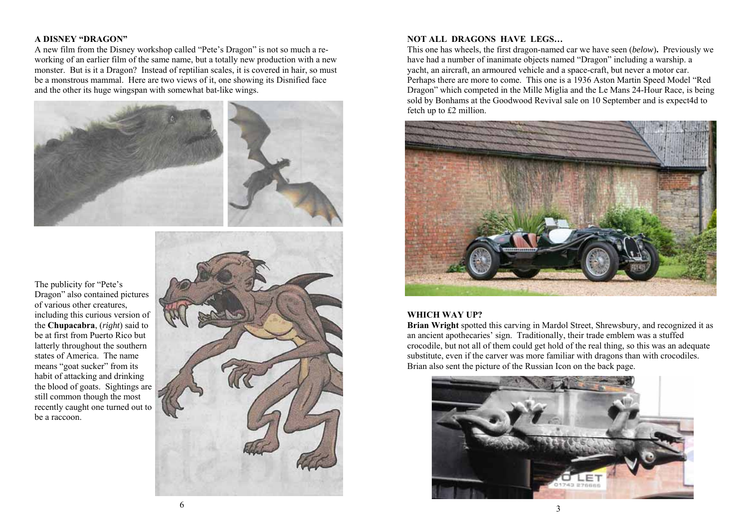### A DISNEY "DRAGON"

A new film from the Disney workshop called "Pete's Dragon" is not so much a re-working of an earlier film of the same name, but a totally new production with a new monster. But is it a Dragon? Instead of reptilian scales, it is covered in hair, so must be a monstrous mammal. Here are two views of it, one showing its Disnified face and the other its huge wingspan with somewhat bat-like wings.

The publicity for "Pete's Dragon" also contained pictures of various other creatures, including this curious version of the **Chupacabra**, (*right*) said to be at first from Puerto Rico but latterly throughout the southern states of America. The name means "goat sucker" from its habit of attacking and drinking the blood of goats. Sightings are still common though the most recently caught one turned out to be a raccoon.

### NOT ALL DRAGONS HAVE LEGS…

This one has wheels, the first dragon-named car we have seen (*below*)**.** Previously we have had a number of inanimate objects named "Dragon" including a warship. a yacht, an aircraft, an armoured vehicle and a space-craft, but never a motor car. Perhaps there are more to come. This one is a 1936 Aston Martin Speed Model "Red Dragon" which competed in the Mille Miglia and the Le Mans 24-Hour Race, is being sold by Bonhams at the Goodwood Revival sale on 10 September and is expect4d to fetch up to £2 million.

### WHICH WAY UP?

**Brian Wright** spotted this carving in Mardol Street, Shrewsbury, and recognized it as an ancient apothecaries' sign. Traditionally, their trade emblem was a stuffed crocodile, but not all of them could get hold of the real thing, so this was an adequate substitute, even if the carver was more familiar with dragons than with crocodiles. Brian also sent the picture of the Russian Icon on the back page.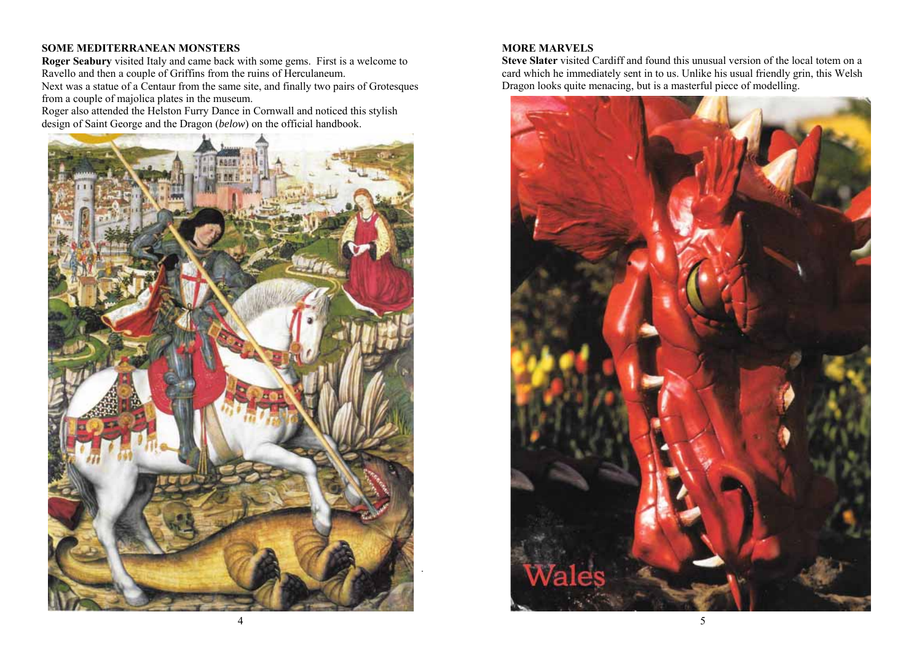## SOME MEDITERRANEAN MONSTERS

**Roger Seabury** visited Italy and came back with some gems. First is a welcome to Ravello and then a couple of Griffins from the ruins of Herculaneum.
Next was a statue of a Centaur from the same site, and finally two pairs of Grotesques from a couple of majolica plates in the museum.
Roger also attended the Helston Furry Dance in Cornwall and noticed this stylish design of Saint George and the Dragon (*below*) on the official handbook.

## MORE MARVELS

**Steve Slater** visited Cardiff and found this unusual version of the local totem on a card which he immediately sent in to us. Unlike his usual friendly grin, this Welsh Dragon looks quite menacing, but is a masterful piece of modelling.